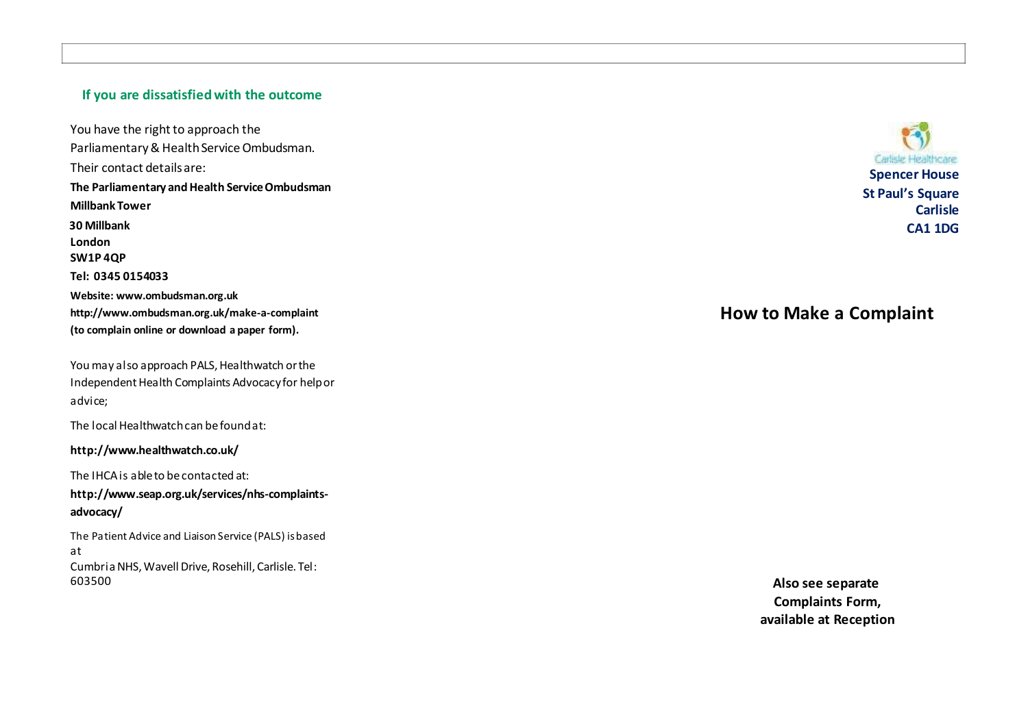## If you are dissatisfied with the outcome

You have the right to approach the Parliamentary & Health Service Ombudsman.

Their contact details are:

**The Parliamentary and Health Service Ombudsman**
**Millbank Tower**
**30 Millbank**
**London**
**SW1P 4QP**
**Tel: 0345 0154033**
**Website: www.ombudsman.org.uk**
**http://www.ombudsman.org.uk/make-a-complaint**
**(to complain online or download a paper form).**

You may also approach PALS, Healthwatch or the Independent Health Complaints Advocacy for help or advice;

The local Healthwatch can be found at:

**http://www.healthwatch.co.uk/**

The IHCA is able to be contacted at:

**http://www.seap.org.uk/services/nhs-complaints-advocacy/**

The Patient Advice and Liaison Service (PALS) is based at Cumbria NHS, Wavell Drive, Rosehill, Carlisle. Tel: 603500

Carlisle Healthcare

**Spencer House**
**St Paul's Square**
**Carlisle**
**CA1 1DG**

# How to Make a Complaint

**Also see separate Complaints Form, available at Reception**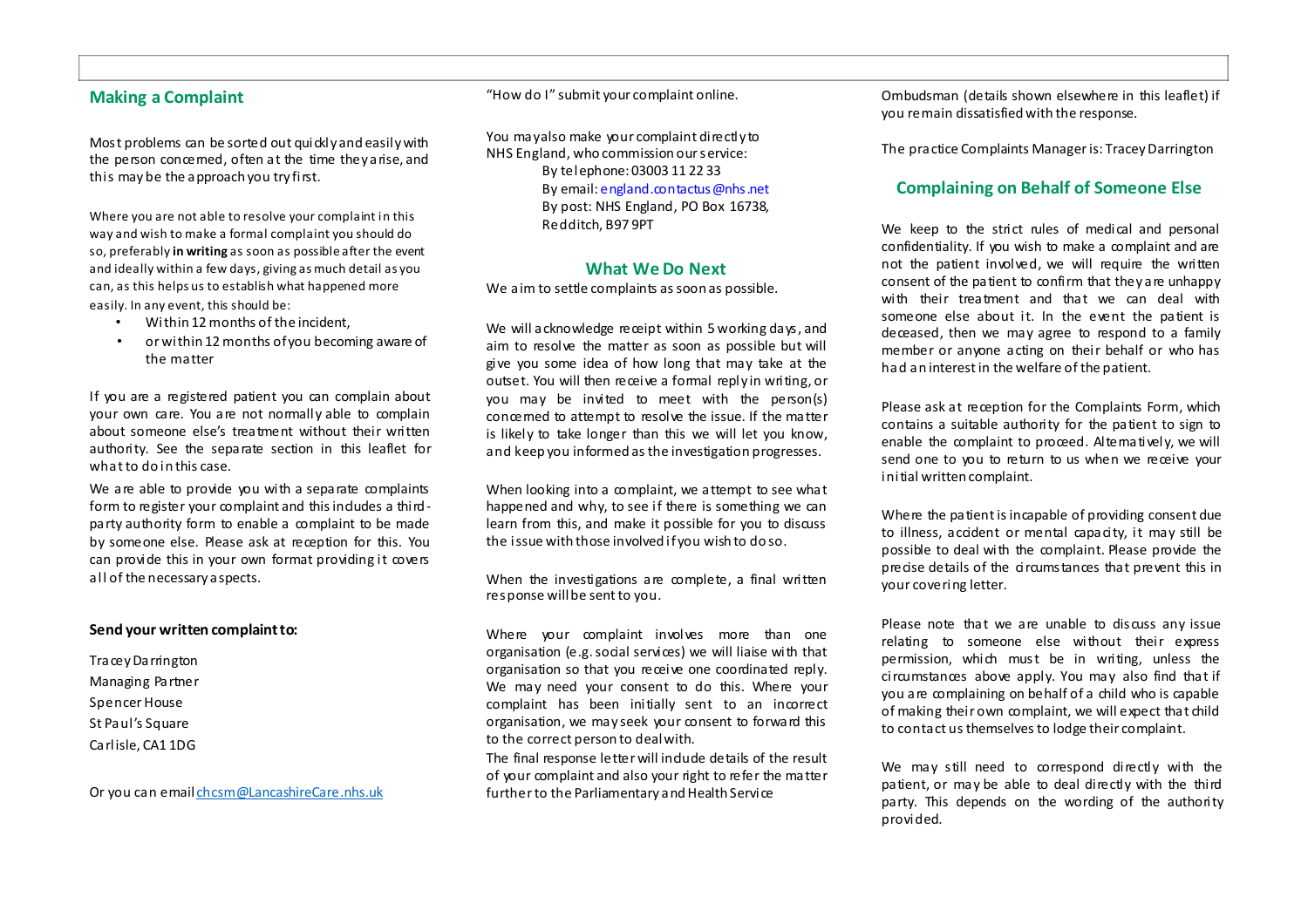## Making a Complaint

Most problems can be sorted out quickly and easily with the person concerned, often at the time they arise, and this may be the approach you try first.

Where you are not able to resolve your complaint in this way and wish to make a formal complaint you should do so, preferably **in writing** as soon as possible after the event and ideally within a few days, giving as much detail as you can, as this helps us to establish what happened more easily. In any event, this should be:

- Within 12 months of the incident,
- or within 12 months of you becoming aware of the matter

If you are a registered patient you can complain about your own care. You are not normally able to complain about someone else's treatment without their written authority. See the separate section in this leaflet for what to do in this case.

We are able to provide you with a separate complaints form to register your complaint and this includes a third-party authority form to enable a complaint to be made by someone else. Please ask at reception for this. You can provide this in your own format providing it covers all of the necessary aspects.

**Send your written complaint to:**

Tracey Darrington
Managing Partner
Spencer House
St Paul's Square
Carlisle, CA1 1DG

Or you can email chcsm@LancashireCare.nhs.uk

"How do I" submit your complaint online.

You may also make your complaint directly to NHS England, who commission our service:

By telephone: 03003 11 22 33
By email: england.contactus@nhs.net
By post: NHS England, PO Box 16738, Redditch, B97 9PT

## What We Do Next

We aim to settle complaints as soon as possible.

We will acknowledge receipt within 5 working days, and aim to resolve the matter as soon as possible but will give you some idea of how long that may take at the outset. You will then receive a formal reply in writing, or you may be invited to meet with the person(s) concerned to attempt to resolve the issue. If the matter is likely to take longer than this we will let you know, and keep you informed as the investigation progresses.

When looking into a complaint, we attempt to see what happened and why, to see if there is something we can learn from this, and make it possible for you to discuss the issue with those involved if you wish to do so.

When the investigations are complete, a final written response will be sent to you.

Where your complaint involves more than one organisation (e.g. social services) we will liaise with that organisation so that you receive one coordinated reply. We may need your consent to do this. Where your complaint has been initially sent to an incorrect organisation, we may seek your consent to forward this to the correct person to deal with.

The final response letter will include details of the result of your complaint and also your right to refer the matter further to the Parliamentary and Health Service Ombudsman (details shown elsewhere in this leaflet) if you remain dissatisfied with the response.

The practice Complaints Manager is: Tracey Darrington

## Complaining on Behalf of Someone Else

We keep to the strict rules of medical and personal confidentiality. If you wish to make a complaint and are not the patient involved, we will require the written consent of the patient to confirm that they are unhappy with their treatment and that we can deal with someone else about it. In the event the patient is deceased, then we may agree to respond to a family member or anyone acting on their behalf or who has had an interest in the welfare of the patient.

Please ask at reception for the Complaints Form, which contains a suitable authority for the patient to sign to enable the complaint to proceed. Alternatively, we will send one to you to return to us when we receive your initial written complaint.

Where the patient is incapable of providing consent due to illness, accident or mental capacity, it may still be possible to deal with the complaint. Please provide the precise details of the circumstances that prevent this in your covering letter.

Please note that we are unable to discuss any issue relating to someone else without their express permission, which must be in writing, unless the circumstances above apply. You may also find that if you are complaining on behalf of a child who is capable of making their own complaint, we will expect that child to contact us themselves to lodge their complaint.

We may still need to correspond directly with the patient, or may be able to deal directly with the third party. This depends on the wording of the authority provided.